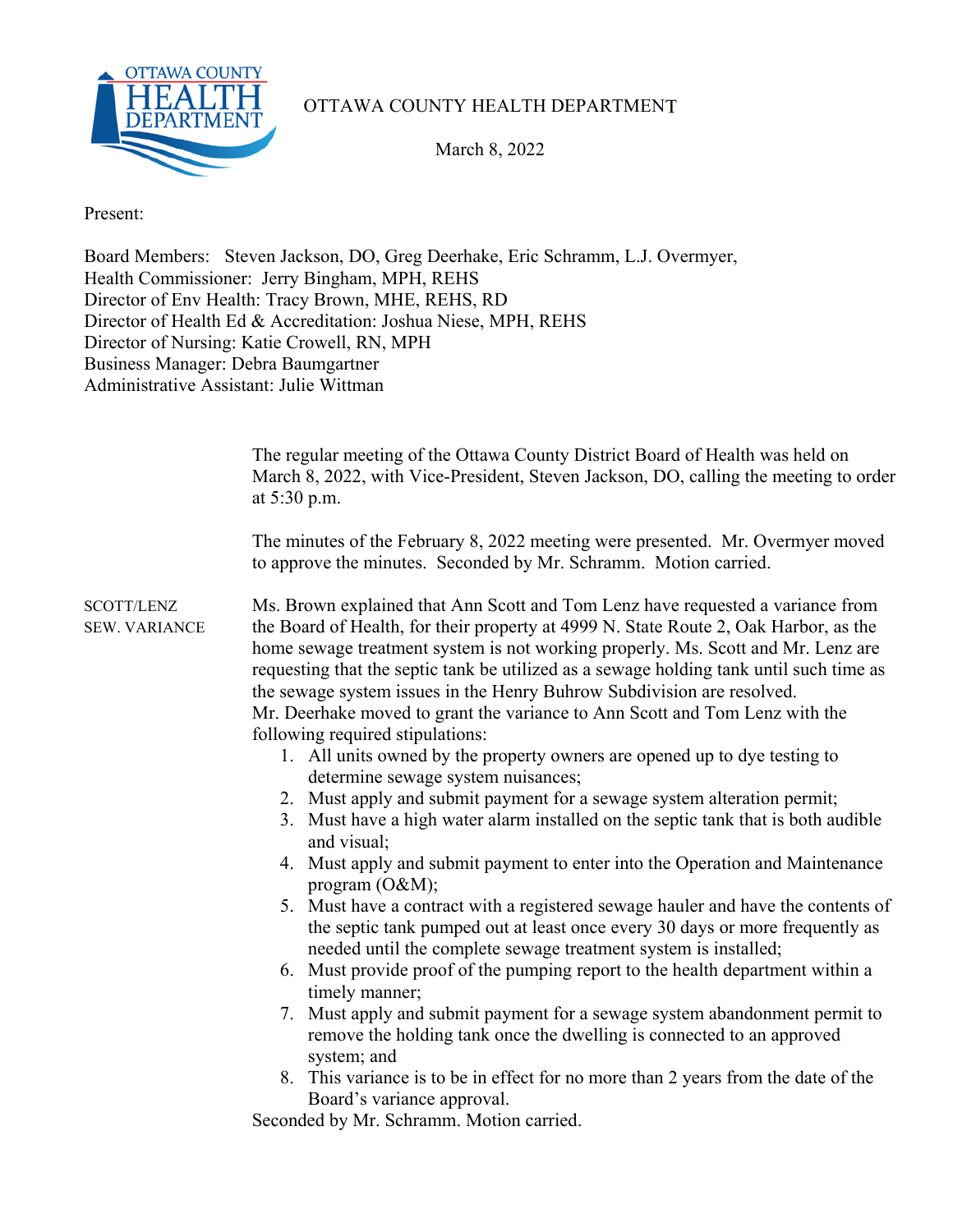# OTTAWA COUNTY HEALTH DEPARTMENT

March 8, 2022

Present:

Board Members: Steven Jackson, DO, Greg Deerhake, Eric Schramm, L.J. Overmyer,
Health Commissioner: Jerry Bingham, MPH, REHS
Director of Env Health: Tracy Brown, MHE, REHS, RD
Director of Health Ed & Accreditation: Joshua Niese, MPH, REHS
Director of Nursing: Katie Crowell, RN, MPH
Business Manager: Debra Baumgartner
Administrative Assistant: Julie Wittman

The regular meeting of the Ottawa County District Board of Health was held on March 8, 2022, with Vice-President, Steven Jackson, DO, calling the meeting to order at 5:30 p.m.

The minutes of the February 8, 2022 meeting were presented. Mr. Overmyer moved to approve the minutes. Seconded by Mr. Schramm. Motion carried.

SCOTT/LENZ SEW. VARIANCE

Ms. Brown explained that Ann Scott and Tom Lenz have requested a variance from the Board of Health, for their property at 4999 N. State Route 2, Oak Harbor, as the home sewage treatment system is not working properly. Ms. Scott and Mr. Lenz are requesting that the septic tank be utilized as a sewage holding tank until such time as the sewage system issues in the Henry Buhrow Subdivision are resolved.
Mr. Deerhake moved to grant the variance to Ann Scott and Tom Lenz with the following required stipulations:

1. All units owned by the property owners are opened up to dye testing to determine sewage system nuisances;
2. Must apply and submit payment for a sewage system alteration permit;
3. Must have a high water alarm installed on the septic tank that is both audible and visual;
4. Must apply and submit payment to enter into the Operation and Maintenance program (O&M);
5. Must have a contract with a registered sewage hauler and have the contents of the septic tank pumped out at least once every 30 days or more frequently as needed until the complete sewage treatment system is installed;
6. Must provide proof of the pumping report to the health department within a timely manner;
7. Must apply and submit payment for a sewage system abandonment permit to remove the holding tank once the dwelling is connected to an approved system; and
8. This variance is to be in effect for no more than 2 years from the date of the Board's variance approval.

Seconded by Mr. Schramm. Motion carried.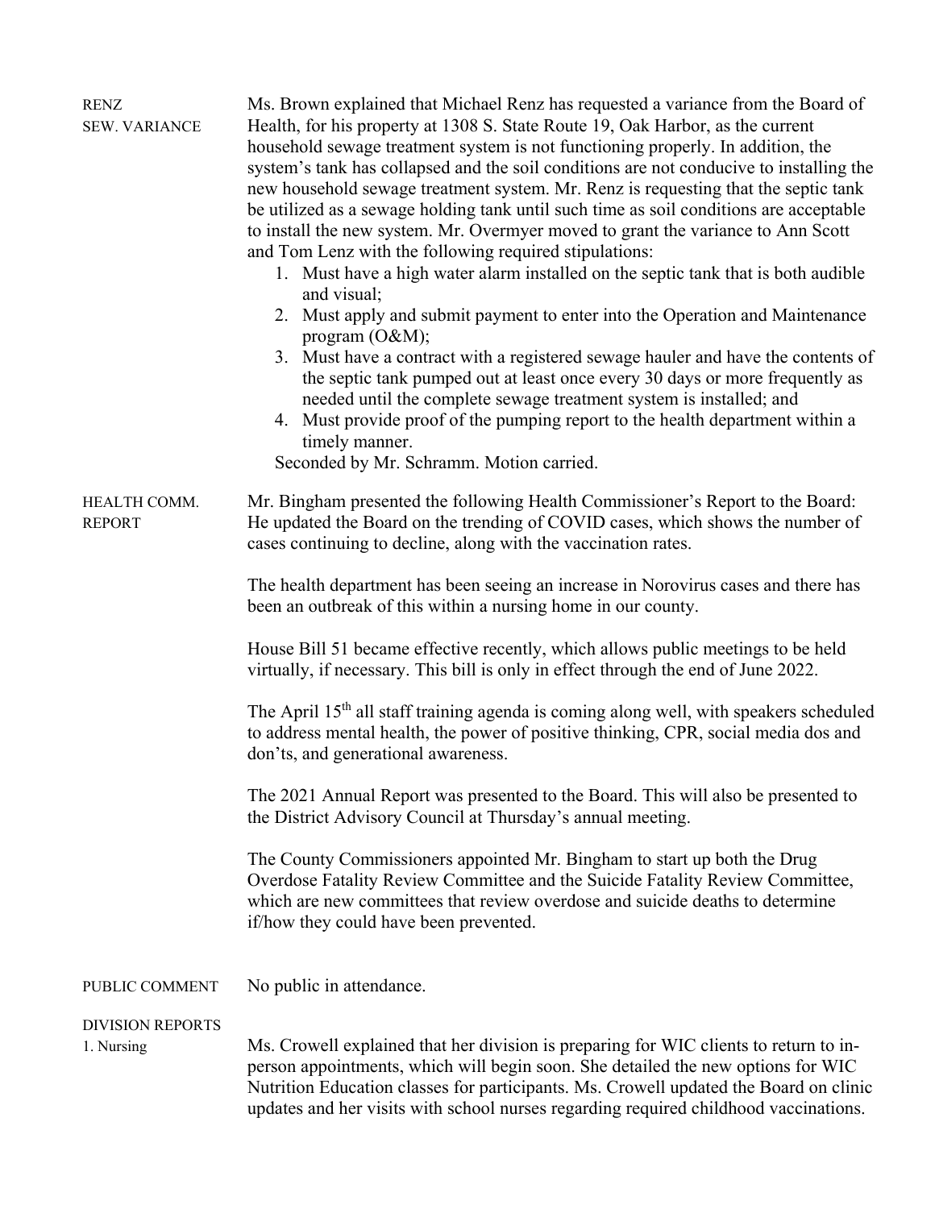RENZ SEW. VARIANCE

Ms. Brown explained that Michael Renz has requested a variance from the Board of Health, for his property at 1308 S. State Route 19, Oak Harbor, as the current household sewage treatment system is not functioning properly. In addition, the system's tank has collapsed and the soil conditions are not conducive to installing the new household sewage treatment system. Mr. Renz is requesting that the septic tank be utilized as a sewage holding tank until such time as soil conditions are acceptable to install the new system. Mr. Overmyer moved to grant the variance to Ann Scott and Tom Lenz with the following required stipulations:

1. Must have a high water alarm installed on the septic tank that is both audible and visual;
2. Must apply and submit payment to enter into the Operation and Maintenance program (O&M);
3. Must have a contract with a registered sewage hauler and have the contents of the septic tank pumped out at least once every 30 days or more frequently as needed until the complete sewage treatment system is installed; and
4. Must provide proof of the pumping report to the health department within a timely manner.

Seconded by Mr. Schramm. Motion carried.

HEALTH COMM. REPORT

Mr. Bingham presented the following Health Commissioner's Report to the Board: He updated the Board on the trending of COVID cases, which shows the number of cases continuing to decline, along with the vaccination rates.

The health department has been seeing an increase in Norovirus cases and there has been an outbreak of this within a nursing home in our county.

House Bill 51 became effective recently, which allows public meetings to be held virtually, if necessary. This bill is only in effect through the end of June 2022.

The April 15th all staff training agenda is coming along well, with speakers scheduled to address mental health, the power of positive thinking, CPR, social media dos and don'ts, and generational awareness.

The 2021 Annual Report was presented to the Board. This will also be presented to the District Advisory Council at Thursday's annual meeting.

The County Commissioners appointed Mr. Bingham to start up both the Drug Overdose Fatality Review Committee and the Suicide Fatality Review Committee, which are new committees that review overdose and suicide deaths to determine if/how they could have been prevented.

PUBLIC COMMENT

No public in attendance.

DIVISION REPORTS

1. Nursing

Ms. Crowell explained that her division is preparing for WIC clients to return to in-person appointments, which will begin soon. She detailed the new options for WIC Nutrition Education classes for participants. Ms. Crowell updated the Board on clinic updates and her visits with school nurses regarding required childhood vaccinations.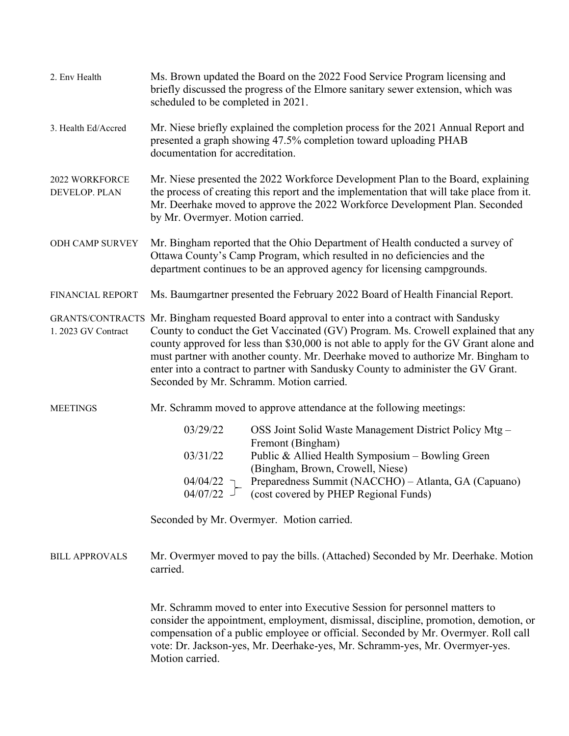**2. Env Health**

Ms. Brown updated the Board on the 2022 Food Service Program licensing and briefly discussed the progress of the Elmore sanitary sewer extension, which was scheduled to be completed in 2021.

**3. Health Ed/Accred**

Mr. Niese briefly explained the completion process for the 2021 Annual Report and presented a graph showing 47.5% completion toward uploading PHAB documentation for accreditation.

**2022 WORKFORCE DEVELOP. PLAN**

Mr. Niese presented the 2022 Workforce Development Plan to the Board, explaining the process of creating this report and the implementation that will take place from it. Mr. Deerhake moved to approve the 2022 Workforce Development Plan. Seconded by Mr. Overmyer. Motion carried.

**ODH CAMP SURVEY**

Mr. Bingham reported that the Ohio Department of Health conducted a survey of Ottawa County's Camp Program, which resulted in no deficiencies and the department continues to be an approved agency for licensing campgrounds.

**FINANCIAL REPORT**

Ms. Baumgartner presented the February 2022 Board of Health Financial Report.

**GRANTS/CONTRACTS**
**1. 2023 GV Contract**

Mr. Bingham requested Board approval to enter into a contract with Sandusky County to conduct the Get Vaccinated (GV) Program. Ms. Crowell explained that any county approved for less than $30,000 is not able to apply for the GV Grant alone and must partner with another county. Mr. Deerhake moved to authorize Mr. Bingham to enter into a contract to partner with Sandusky County to administer the GV Grant. Seconded by Mr. Schramm. Motion carried.

**MEETINGS**

Mr. Schramm moved to approve attendance at the following meetings:

| Date | Meeting |
|---|---|
| 03/29/22 | OSS Joint Solid Waste Management District Policy Mtg – Fremont (Bingham) |
| 03/31/22 | Public & Allied Health Symposium – Bowling Green (Bingham, Brown, Crowell, Niese) |
| 04/04/22 – 04/07/22 | Preparedness Summit (NACCHO) – Atlanta, GA (Capuano) (cost covered by PHEP Regional Funds) |

Seconded by Mr. Overmyer. Motion carried.

**BILL APPROVALS**

Mr. Overmyer moved to pay the bills. (Attached) Seconded by Mr. Deerhake. Motion carried.

Mr. Schramm moved to enter into Executive Session for personnel matters to consider the appointment, employment, dismissal, discipline, promotion, demotion, or compensation of a public employee or official. Seconded by Mr. Overmyer. Roll call vote: Dr. Jackson-yes, Mr. Deerhake-yes, Mr. Schramm-yes, Mr. Overmyer-yes. Motion carried.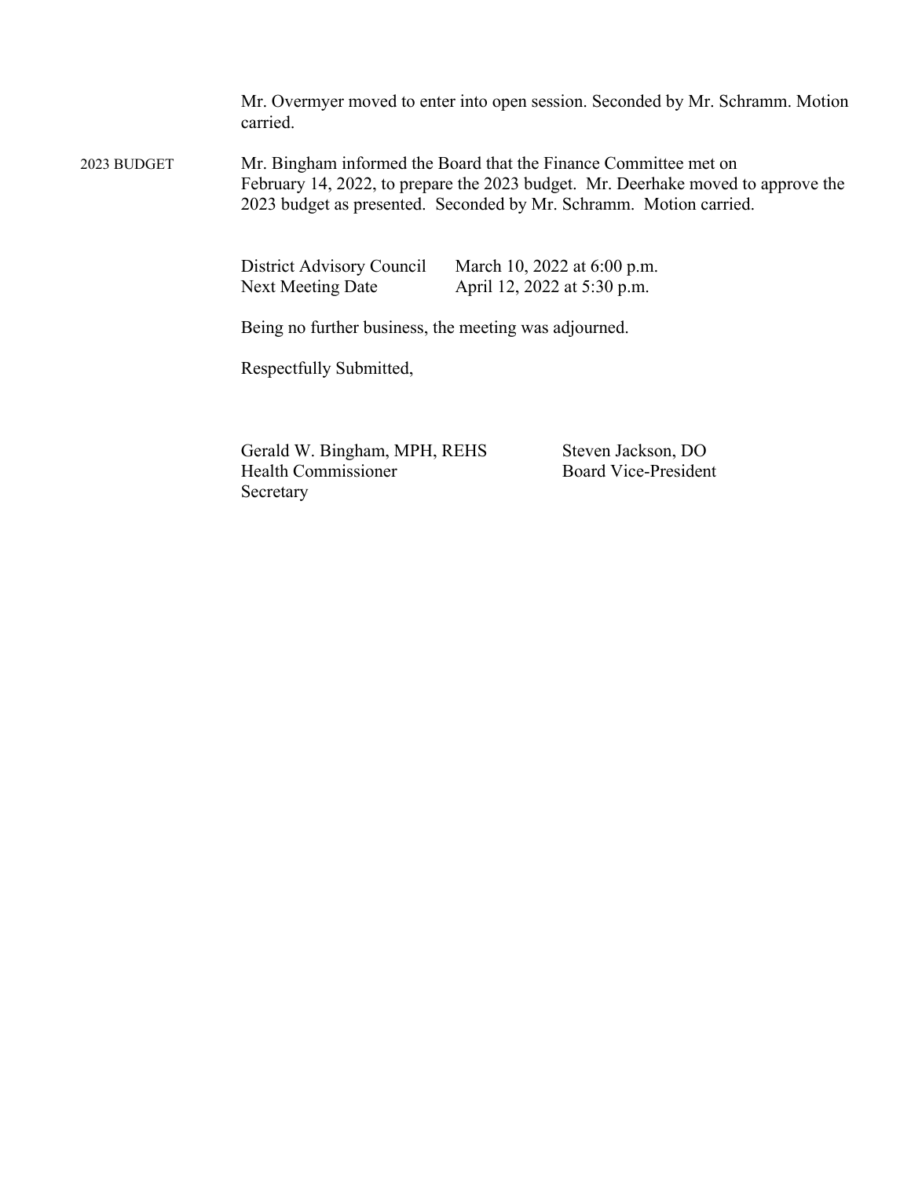Mr. Overmyer moved to enter into open session. Seconded by Mr. Schramm. Motion carried.

**2023 BUDGET**

Mr. Bingham informed the Board that the Finance Committee met on February 14, 2022, to prepare the 2023 budget. Mr. Deerhake moved to approve the 2023 budget as presented. Seconded by Mr. Schramm. Motion carried.

| | |
|---|---|
| District Advisory Council | March 10, 2022 at 6:00 p.m. |
| Next Meeting Date | April 12, 2022 at 5:30 p.m. |

Being no further business, the meeting was adjourned.

Respectfully Submitted,

Gerald W. Bingham, MPH, REHS
Health Commissioner
Secretary

Steven Jackson, DO
Board Vice-President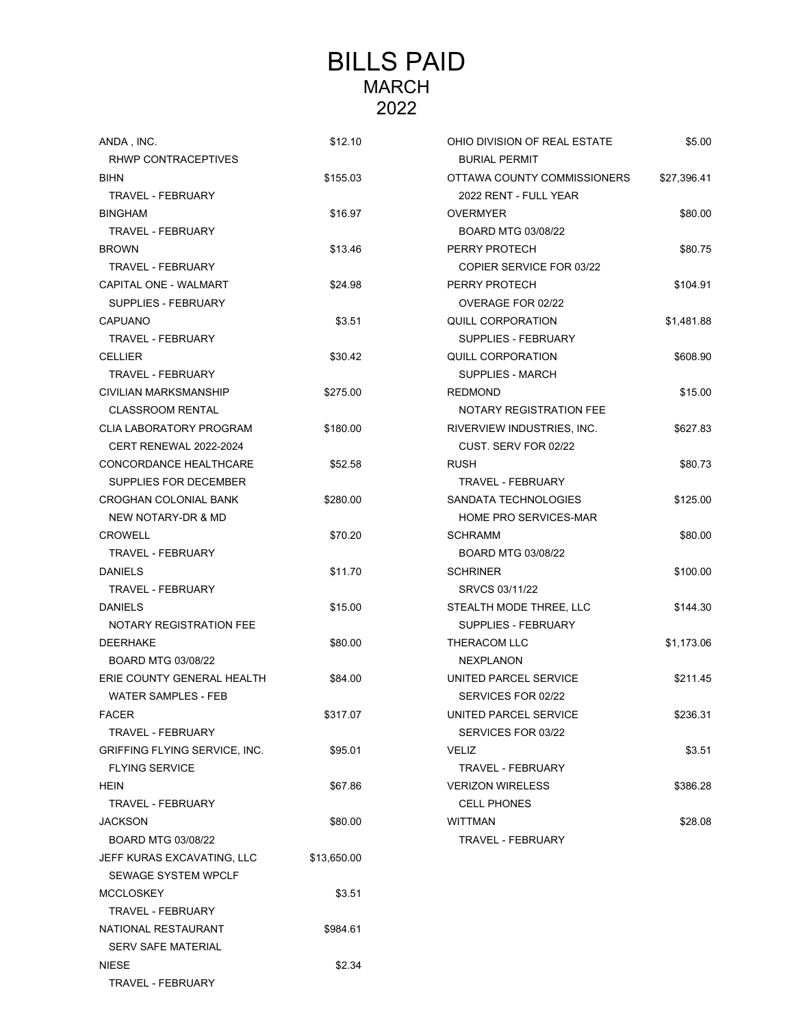# BILLS PAID
## MARCH
## 2022

| | |
|---|---|
| ANDA , INC.<br>RHWP CONTRACEPTIVES | $12.10 |
| BIHN<br>TRAVEL - FEBRUARY | $155.03 |
| BINGHAM<br>TRAVEL - FEBRUARY | $16.97 |
| BROWN<br>TRAVEL - FEBRUARY | $13.46 |
| CAPITAL ONE - WALMART<br>SUPPLIES - FEBRUARY | $24.98 |
| CAPUANO<br>TRAVEL - FEBRUARY | $3.51 |
| CELLIER<br>TRAVEL - FEBRUARY | $30.42 |
| CIVILIAN MARKSMANSHIP<br>CLASSROOM RENTAL | $275.00 |
| CLIA LABORATORY PROGRAM<br>CERT RENEWAL 2022-2024 | $180.00 |
| CONCORDANCE HEALTHCARE<br>SUPPLIES FOR DECEMBER | $52.58 |
| CROGHAN COLONIAL BANK<br>NEW NOTARY-DR & MD | $280.00 |
| CROWELL<br>TRAVEL - FEBRUARY | $70.20 |
| DANIELS<br>TRAVEL - FEBRUARY | $11.70 |
| DANIELS<br>NOTARY REGISTRATION FEE | $15.00 |
| DEERHAKE<br>BOARD MTG 03/08/22 | $80.00 |
| ERIE COUNTY GENERAL HEALTH<br>WATER SAMPLES - FEB | $84.00 |
| FACER<br>TRAVEL - FEBRUARY | $317.07 |
| GRIFFING FLYING SERVICE, INC.<br>FLYING SERVICE | $95.01 |
| HEIN<br>TRAVEL - FEBRUARY | $67.86 |
| JACKSON<br>BOARD MTG 03/08/22 | $80.00 |
| JEFF KURAS EXCAVATING, LLC<br>SEWAGE SYSTEM WPCLF | $13,650.00 |
| MCCLOSKEY<br>TRAVEL - FEBRUARY | $3.51 |
| NATIONAL RESTAURANT<br>SERV SAFE MATERIAL | $984.61 |
| NIESE<br>TRAVEL - FEBRUARY | $2.34 |
| OHIO DIVISION OF REAL ESTATE<br>BURIAL PERMIT | $5.00 |
| OTTAWA COUNTY COMMISSIONERS<br>2022 RENT - FULL YEAR | $27,396.41 |
| OVERMYER<br>BOARD MTG 03/08/22 | $80.00 |
| PERRY PROTECH<br>COPIER SERVICE FOR 03/22 | $80.75 |
| PERRY PROTECH<br>OVERAGE FOR 02/22 | $104.91 |
| QUILL CORPORATION<br>SUPPLIES - FEBRUARY | $1,481.88 |
| QUILL CORPORATION<br>SUPPLIES - MARCH | $608.90 |
| REDMOND<br>NOTARY REGISTRATION FEE | $15.00 |
| RIVERVIEW INDUSTRIES, INC.<br>CUST. SERV FOR 02/22 | $627.83 |
| RUSH<br>TRAVEL - FEBRUARY | $80.73 |
| SANDATA TECHNOLOGIES<br>HOME PRO SERVICES-MAR | $125.00 |
| SCHRAMM<br>BOARD MTG 03/08/22 | $80.00 |
| SCHRINER<br>SRVCS 03/11/22 | $100.00 |
| STEALTH MODE THREE, LLC<br>SUPPLIES - FEBRUARY | $144.30 |
| THERACOM LLC<br>NEXPLANON | $1,173.06 |
| UNITED PARCEL SERVICE<br>SERVICES FOR 02/22 | $211.45 |
| UNITED PARCEL SERVICE<br>SERVICES FOR 03/22 | $236.31 |
| VELIZ<br>TRAVEL - FEBRUARY | $3.51 |
| VERIZON WIRELESS<br>CELL PHONES | $386.28 |
| WITTMAN<br>TRAVEL - FEBRUARY | $28.08 |